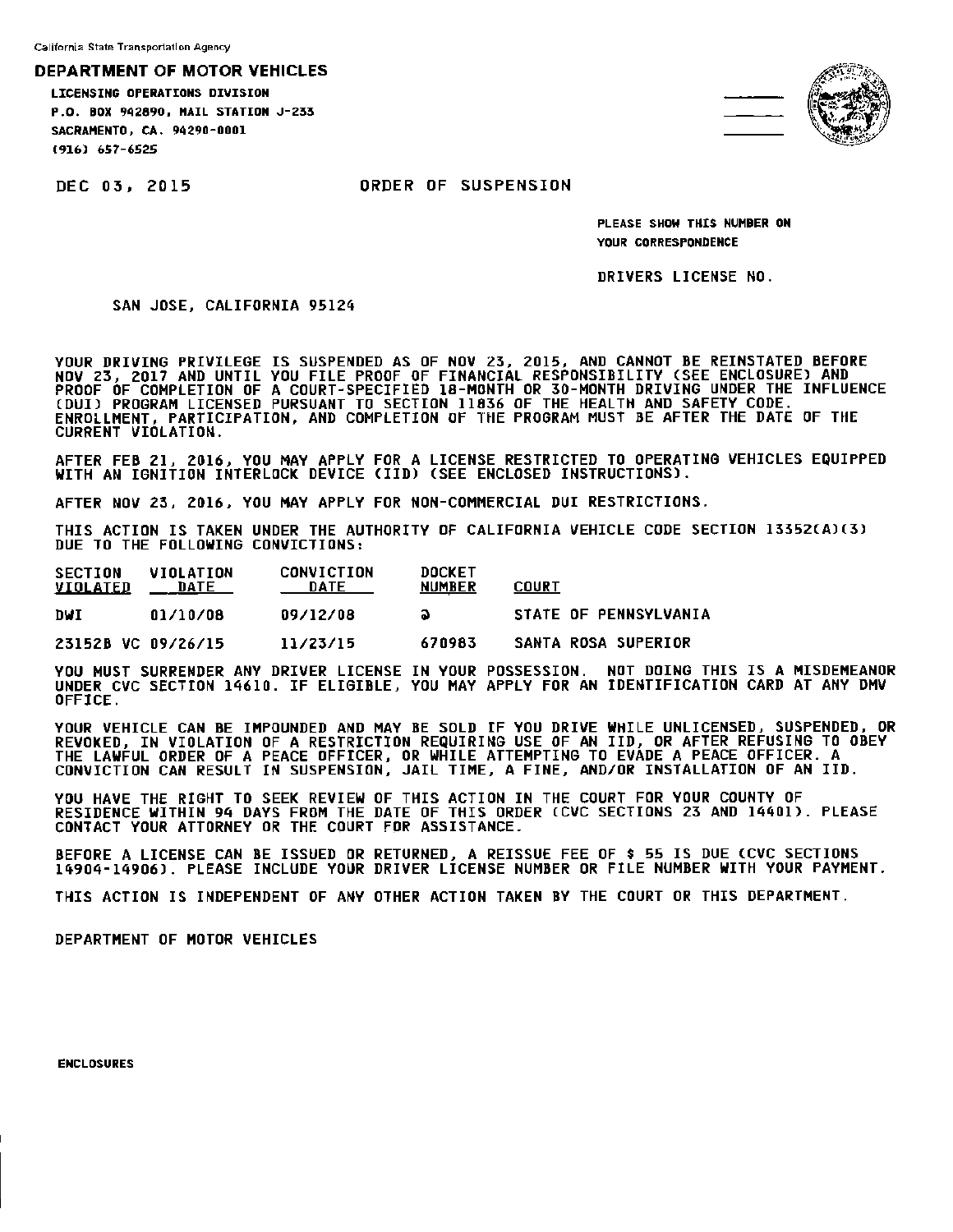California State Transportation Agency

# DEPARTMENT OF MOTOR VEHICLES

**LICENSING OPERATIONS DIVISION**
**P.O. BOX 942890, MAIL STATION J-233**
**SACRAMENTO, CA. 94290-0001**
**(916) 657-6525**

DEC 03, 2015

## ORDER OF SUSPENSION

**PLEASE SHOW THIS NUMBER ON YOUR CORRESPONDENCE**

DRIVERS LICENSE NO.

SAN JOSE, CALIFORNIA 95124

YOUR DRIVING PRIVILEGE IS SUSPENDED AS OF NOV 23, 2015, AND CANNOT BE REINSTATED BEFORE NOV 23, 2017 AND UNTIL YOU FILE PROOF OF FINANCIAL RESPONSIBILITY (SEE ENCLOSURE) AND PROOF OF COMPLETION OF A COURT-SPECIFIED 18-MONTH OR 30-MONTH DRIVING UNDER THE INFLUENCE (DUI) PROGRAM LICENSED PURSUANT TO SECTION 11836 OF THE HEALTH AND SAFETY CODE. ENROLLMENT, PARTICIPATION, AND COMPLETION OF THE PROGRAM MUST BE AFTER THE DATE OF THE CURRENT VIOLATION.

AFTER FEB 21, 2016, YOU MAY APPLY FOR A LICENSE RESTRICTED TO OPERATING VEHICLES EQUIPPED WITH AN IGNITION INTERLOCK DEVICE (IID) (SEE ENCLOSED INSTRUCTIONS).

AFTER NOV 23, 2016, YOU MAY APPLY FOR NON-COMMERCIAL DUI RESTRICTIONS.

THIS ACTION IS TAKEN UNDER THE AUTHORITY OF CALIFORNIA VEHICLE CODE SECTION 13352(A)(3) DUE TO THE FOLLOWING CONVICTIONS:

| SECTION VIOLATED | VIOLATION DATE | CONVICTION DATE | DOCKET NUMBER | COURT |
|---|---|---|---|---|
| DWI | 01/10/08 | 09/12/08 | ә | STATE OF PENNSYLVANIA |
| 23152B VC | 09/26/15 | 11/23/15 | 670983 | SANTA ROSA SUPERIOR |

YOU MUST SURRENDER ANY DRIVER LICENSE IN YOUR POSSESSION. NOT DOING THIS IS A MISDEMEANOR UNDER CVC SECTION 14610. IF ELIGIBLE, YOU MAY APPLY FOR AN IDENTIFICATION CARD AT ANY DMV OFFICE.

YOUR VEHICLE CAN BE IMPOUNDED AND MAY BE SOLD IF YOU DRIVE WHILE UNLICENSED, SUSPENDED, OR REVOKED, IN VIOLATION OF A RESTRICTION REQUIRING USE OF AN IID, OR AFTER REFUSING TO OBEY THE LAWFUL ORDER OF A PEACE OFFICER, OR WHILE ATTEMPTING TO EVADE A PEACE OFFICER. A CONVICTION CAN RESULT IN SUSPENSION, JAIL TIME, A FINE, AND/OR INSTALLATION OF AN IID.

YOU HAVE THE RIGHT TO SEEK REVIEW OF THIS ACTION IN THE COURT FOR YOUR COUNTY OF RESIDENCE WITHIN 94 DAYS FROM THE DATE OF THIS ORDER (CVC SECTIONS 23 AND 14401). PLEASE CONTACT YOUR ATTORNEY OR THE COURT FOR ASSISTANCE.

BEFORE A LICENSE CAN BE ISSUED OR RETURNED, A REISSUE FEE OF $ 55 IS DUE (CVC SECTIONS 14904-14906). PLEASE INCLUDE YOUR DRIVER LICENSE NUMBER OR FILE NUMBER WITH YOUR PAYMENT.

THIS ACTION IS INDEPENDENT OF ANY OTHER ACTION TAKEN BY THE COURT OR THIS DEPARTMENT.

DEPARTMENT OF MOTOR VEHICLES

**ENCLOSURES**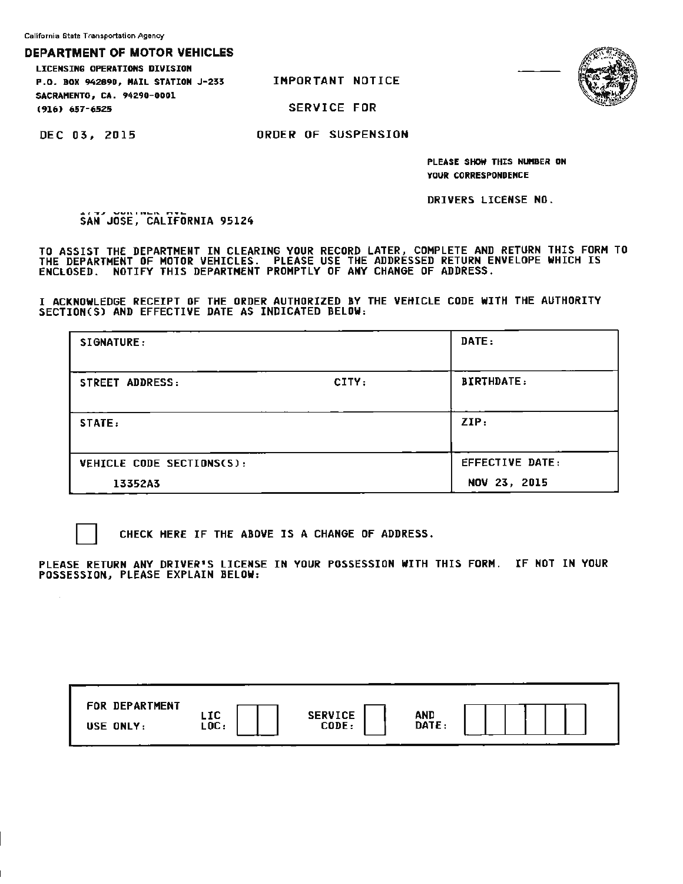California State Transportation Agency

# DEPARTMENT OF MOTOR VEHICLES

LICENSING OPERATIONS DIVISION
P.O. BOX 942890, MAIL STATION J-233
SACRAMENTO, CA. 94290-0001
(916) 657-6525

IMPORTANT NOTICE

SERVICE FOR

ORDER OF SUSPENSION

DEC 03, 2015

PLEASE SHOW THIS NUMBER ON YOUR CORRESPONDENCE

DRIVERS LICENSE NO.

SAN JOSE, CALIFORNIA 95124

TO ASSIST THE DEPARTMENT IN CLEARING YOUR RECORD LATER, COMPLETE AND RETURN THIS FORM TO THE DEPARTMENT OF MOTOR VEHICLES. PLEASE USE THE ADDRESSED RETURN ENVELOPE WHICH IS ENCLOSED. NOTIFY THIS DEPARTMENT PROMPTLY OF ANY CHANGE OF ADDRESS.

I ACKNOWLEDGE RECEIPT OF THE ORDER AUTHORIZED BY THE VEHICLE CODE WITH THE AUTHORITY SECTION(S) AND EFFECTIVE DATE AS INDICATED BELOW:

| SIGNATURE: | | DATE: |
|---|---|---|
| STREET ADDRESS: | CITY: | BIRTHDATE: |
| STATE: | | ZIP: |
| VEHICLE CODE SECTIONS(S): 13352A3 | | EFFECTIVE DATE: NOV 23, 2015 |

☐ CHECK HERE IF THE ABOVE IS A CHANGE OF ADDRESS.

PLEASE RETURN ANY DRIVER'S LICENSE IN YOUR POSSESSION WITH THIS FORM. IF NOT IN YOUR POSSESSION, PLEASE EXPLAIN BELOW:

| FOR DEPARTMENT USE ONLY: | LIC LOC: | SERVICE CODE: | AND DATE: |
|---|---|---|---|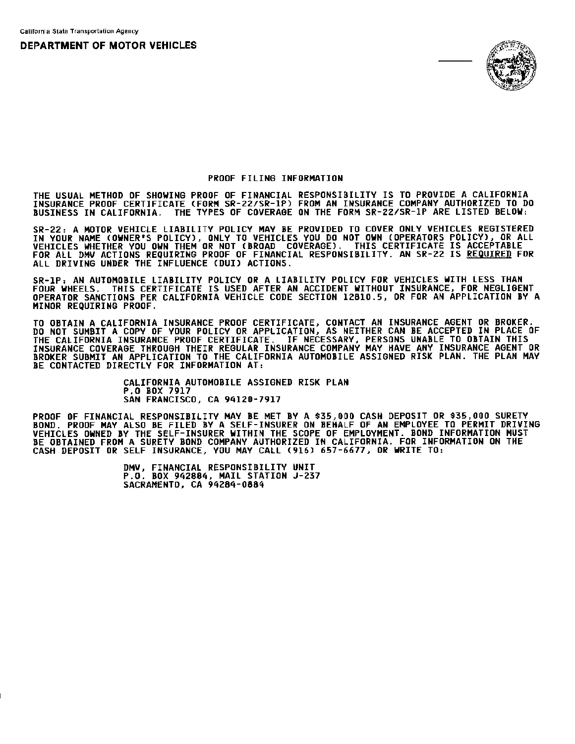California State Transportation Agency

**DEPARTMENT OF MOTOR VEHICLES**

## PROOF FILING INFORMATION

THE USUAL METHOD OF SHOWING PROOF OF FINANCIAL RESPONSIBILITY IS TO PROVIDE A CALIFORNIA INSURANCE PROOF CERTIFICATE (FORM SR-22/SR-1P) FROM AN INSURANCE COMPANY AUTHORIZED TO DO BUSINESS IN CALIFORNIA. THE TYPES OF COVERAGE ON THE FORM SR-22/SR-1P ARE LISTED BELOW:

SR-22: A MOTOR VEHICLE LIABILITY POLICY MAY BE PROVIDED TO COVER ONLY VEHICLES REGISTERED IN YOUR NAME (OWNER'S POLICY), ONLY TO VEHICLES YOU DO NOT OWN (OPERATORS POLICY), OR ALL VEHICLES WHETHER YOU OWN THEM OR NOT (BROAD COVERAGE). THIS CERTIFICATE IS ACCEPTABLE FOR ALL DMV ACTIONS REQUIRING PROOF OF FINANCIAL RESPONSIBILITY. AN SR-22 IS <u>REQUIRED</u> FOR ALL DRIVING UNDER THE INFLUENCE (DUI) ACTIONS.

SR-1P: AN AUTOMOBILE LIABILITY POLICY OR A LIABILITY POLICY FOR VEHICLES WITH LESS THAN FOUR WHEELS. THIS CERTIFICATE IS USED AFTER AN ACCIDENT WITHOUT INSURANCE, FOR NEGLIGENT OPERATOR SANCTIONS PER CALIFORNIA VEHICLE CODE SECTION 12810.5, OR FOR AN APPLICATION BY A MINOR REQUIRING PROOF.

TO OBTAIN A CALIFORNIA INSURANCE PROOF CERTIFICATE, CONTACT AN INSURANCE AGENT OR BROKER. DO NOT SUMBIT A COPY OF YOUR POLICY OR APPLICATION, AS NEITHER CAN BE ACCEPTED IN PLACE OF THE CALIFORNIA INSURANCE PROOF CERTIFICATE. IF NECESSARY, PERSONS UNABLE TO OBTAIN THIS INSURANCE COVERAGE THROUGH THEIR REGULAR INSURANCE COMPANY MAY HAVE ANY INSURANCE AGENT OR BROKER SUBMIT AN APPLICATION TO THE CALIFORNIA AUTOMOBILE ASSIGNED RISK PLAN. THE PLAN MAY BE CONTACTED DIRECTLY FOR INFORMATION AT:

CALIFORNIA AUTOMOBILE ASSIGNED RISK PLAN
P.O BOX 7917
SAN FRANCISCO, CA 94120-7917

PROOF OF FINANCIAL RESPONSIBILITY MAY BE MET BY A $35,000 CASH DEPOSIT OR $35,000 SURETY BOND. PROOF MAY ALSO BE FILED BY A SELF-INSURER ON BEHALF OF AN EMPLOYEE TO PERMIT DRIVING VEHICLES OWNED BY THE SELF-INSURER WITHIN THE SCOPE OF EMPLOYMENT. BOND INFORMATION MUST BE OBTAINED FROM A SURETY BOND COMPANY AUTHORIZED IN CALIFORNIA. FOR INFORMATION ON THE CASH DEPOSIT OR SELF INSURANCE, YOU MAY CALL (916) 657-6677, OR WRITE TO:

DMV, FINANCIAL RESPONSIBILITY UNIT
P.O. BOX 942884, MAIL STATION J-237
SACRAMENTO, CA 94284-0884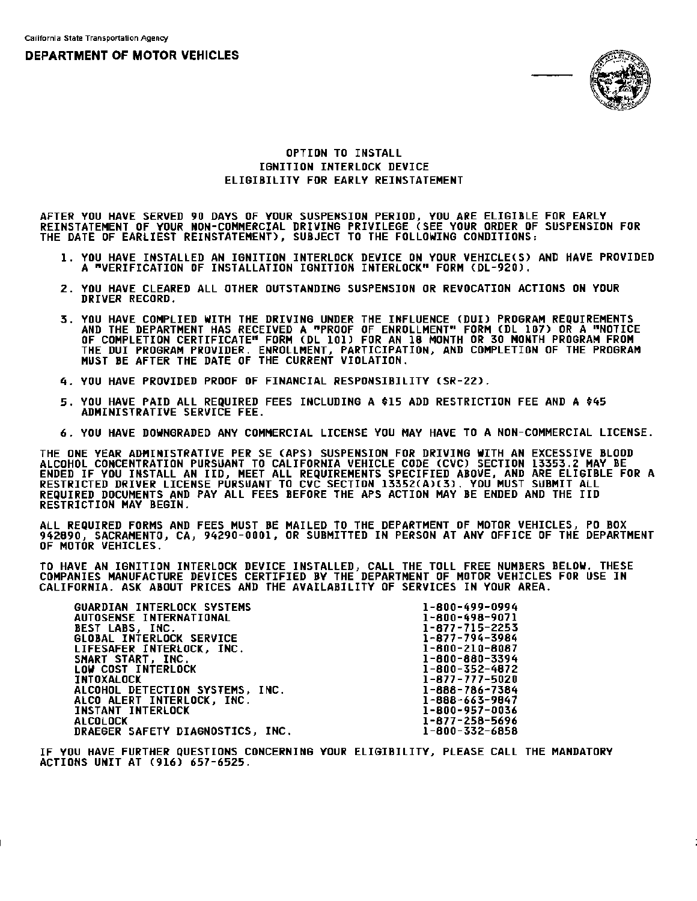California State Transportation Agency

**DEPARTMENT OF MOTOR VEHICLES**

# OPTION TO INSTALL
# IGNITION INTERLOCK DEVICE
# ELIGIBILITY FOR EARLY REINSTATEMENT

AFTER YOU HAVE SERVED 90 DAYS OF YOUR SUSPENSION PERIOD, YOU ARE ELIGIBLE FOR EARLY REINSTATEMENT OF YOUR NON-COMMERCIAL DRIVING PRIVILEGE (SEE YOUR ORDER OF SUSPENSION FOR THE DATE OF EARLIEST REINSTATEMENT), SUBJECT TO THE FOLLOWING CONDITIONS:

1. YOU HAVE INSTALLED AN IGNITION INTERLOCK DEVICE ON YOUR VEHICLE(S) AND HAVE PROVIDED A "VERIFICATION OF INSTALLATION IGNITION INTERLOCK" FORM (DL-920).

2. YOU HAVE CLEARED ALL OTHER OUTSTANDING SUSPENSION OR REVOCATION ACTIONS ON YOUR DRIVER RECORD.

3. YOU HAVE COMPLIED WITH THE DRIVING UNDER THE INFLUENCE (DUI) PROGRAM REQUIREMENTS AND THE DEPARTMENT HAS RECEIVED A "PROOF OF ENROLLMENT" FORM (DL 107) OR A "NOTICE OF COMPLETION CERTIFICATE" FORM (DL 101) FOR AN 18 MONTH OR 30 MONTH PROGRAM FROM THE DUI PROGRAM PROVIDER. ENROLLMENT, PARTICIPATION, AND COMPLETION OF THE PROGRAM MUST BE AFTER THE DATE OF THE CURRENT VIOLATION.

4. YOU HAVE PROVIDED PROOF OF FINANCIAL RESPONSIBILITY (SR-22).

5. YOU HAVE PAID ALL REQUIRED FEES INCLUDING A $15 ADD RESTRICTION FEE AND A $45 ADMINISTRATIVE SERVICE FEE.

6. YOU HAVE DOWNGRADED ANY COMMERCIAL LICENSE YOU MAY HAVE TO A NON-COMMERCIAL LICENSE.

THE ONE YEAR ADMINISTRATIVE PER SE (APS) SUSPENSION FOR DRIVING WITH AN EXCESSIVE BLOOD ALCOHOL CONCENTRATION PURSUANT TO CALIFORNIA VEHICLE CODE (CVC) SECTION 13353.2 MAY BE ENDED IF YOU INSTALL AN IID, MEET ALL REQUIREMENTS SPECIFIED ABOVE, AND ARE ELIGIBLE FOR A RESTRICTED DRIVER LICENSE PURSUANT TO CVC SECTION 13352(A)(3). YOU MUST SUBMIT ALL REQUIRED DOCUMENTS AND PAY ALL FEES BEFORE THE APS ACTION MAY BE ENDED AND THE IID RESTRICTION MAY BEGIN.

ALL REQUIRED FORMS AND FEES MUST BE MAILED TO THE DEPARTMENT OF MOTOR VEHICLES, PO BOX 942890, SACRAMENTO, CA, 94290-0001, OR SUBMITTED IN PERSON AT ANY OFFICE OF THE DEPARTMENT OF MOTOR VEHICLES.

TO HAVE AN IGNITION INTERLOCK DEVICE INSTALLED, CALL THE TOLL FREE NUMBERS BELOW. THESE COMPANIES MANUFACTURE DEVICES CERTIFIED BY THE DEPARTMENT OF MOTOR VEHICLES FOR USE IN CALIFORNIA. ASK ABOUT PRICES AND THE AVAILABILITY OF SERVICES IN YOUR AREA.

| | |
|---|---|
| GUARDIAN INTERLOCK SYSTEMS | 1-800-499-0994 |
| AUTOSENSE INTERNATIONAL | 1-800-498-9071 |
| BEST LABS, INC. | 1-877-715-2253 |
| GLOBAL INTERLOCK SERVICE | 1-877-794-3984 |
| LIFESAFER INTERLOCK, INC. | 1-800-210-8087 |
| SMART START, INC. | 1-800-880-3394 |
| LOW COST INTERLOCK | 1-800-352-4872 |
| INTOXALOCK | 1-877-777-5020 |
| ALCOHOL DETECTION SYSTEMS, INC. | 1-888-786-7384 |
| ALCO ALERT INTERLOCK, INC. | 1-888-663-9847 |
| INSTANT INTERLOCK | 1-800-957-0036 |
| ALCOLOCK | 1-877-258-5696 |
| DRAEGER SAFETY DIAGNOSTICS, INC. | 1-800-332-6858 |

IF YOU HAVE FURTHER QUESTIONS CONCERNING YOUR ELIGIBILITY, PLEASE CALL THE MANDATORY ACTIONS UNIT AT (916) 657-6525.